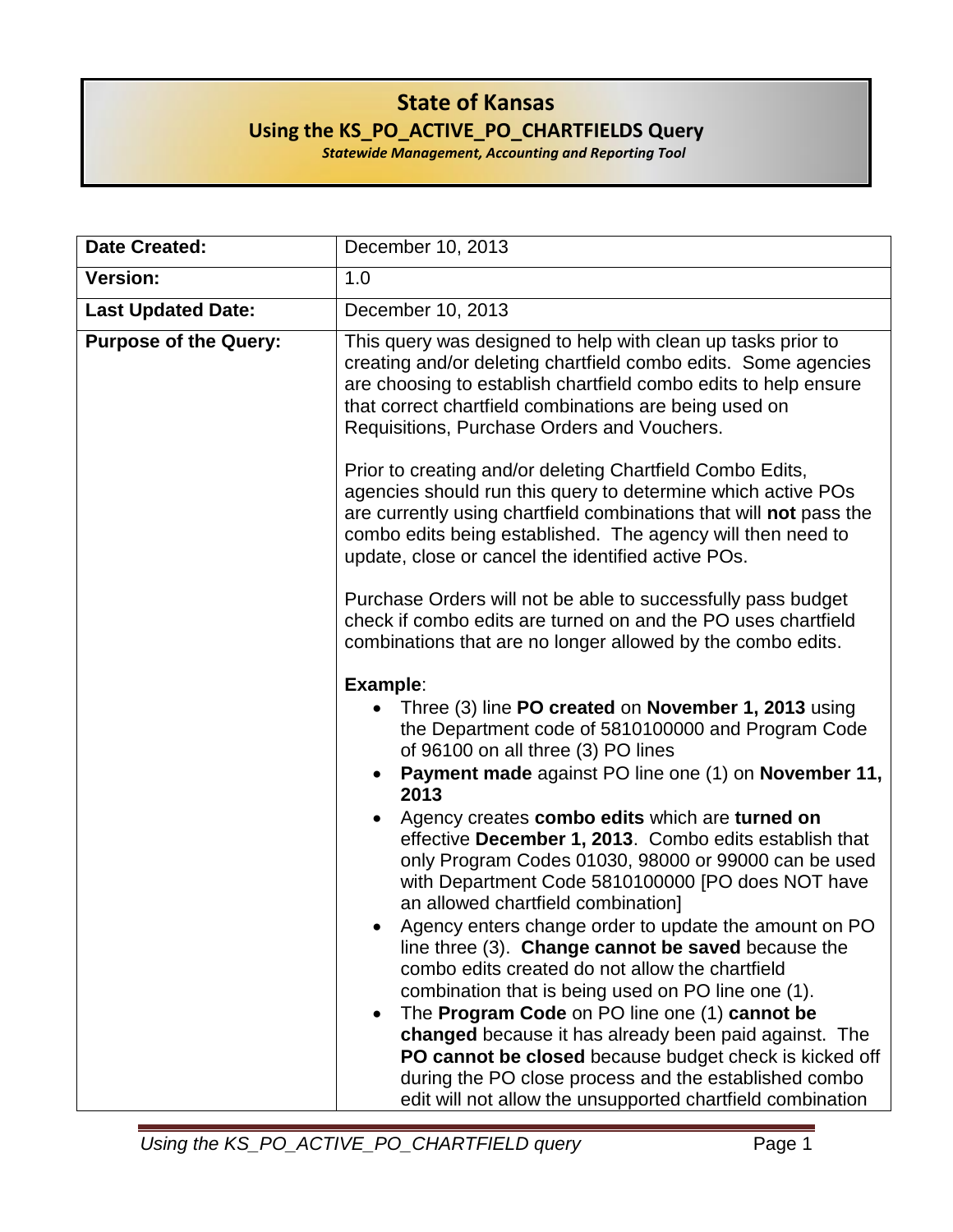# State of Kansas

## Using the KS_PO_ACTIVE_PO_CHARTFIELDS Query

***Statewide Management, Accounting and Reporting Tool***

| **Date Created:** | December 10, 2013 |
|---|---|
| **Version:** | 1.0 |
| **Last Updated Date:** | December 10, 2013 |
| **Purpose of the Query:** | This query was designed to help with clean up tasks prior to creating and/or deleting chartfield combo edits. Some agencies are choosing to establish chartfield combo edits to help ensure that correct chartfield combinations are being used on Requisitions, Purchase Orders and Vouchers.<br><br>Prior to creating and/or deleting Chartfield Combo Edits, agencies should run this query to determine which active POs are currently using chartfield combinations that will **not** pass the combo edits being established. The agency will then need to update, close or cancel the identified active POs.<br><br>Purchase Orders will not be able to successfully pass budget check if combo edits are turned on and the PO uses chartfield combinations that are no longer allowed by the combo edits.<br><br>**Example**:<br>• Three (3) line **PO created** on **November 1, 2013** using the Department code of 5810100000 and Program Code of 96100 on all three (3) PO lines<br>• **Payment made** against PO line one (1) on **November 11, 2013**<br>• Agency creates **combo edits** which are **turned on** effective **December 1, 2013**. Combo edits establish that only Program Codes 01030, 98000 or 99000 can be used with Department Code 5810100000 [PO does NOT have an allowed chartfield combination]<br>• Agency enters change order to update the amount on PO line three (3). **Change cannot be saved** because the combo edits created do not allow the chartfield combination that is being used on PO line one (1).<br>• The **Program Code** on PO line one (1) **cannot be changed** because it has already been paid against. The **PO cannot be closed** because budget check is kicked off during the PO close process and the established combo edit will not allow the unsupported chartfield combination |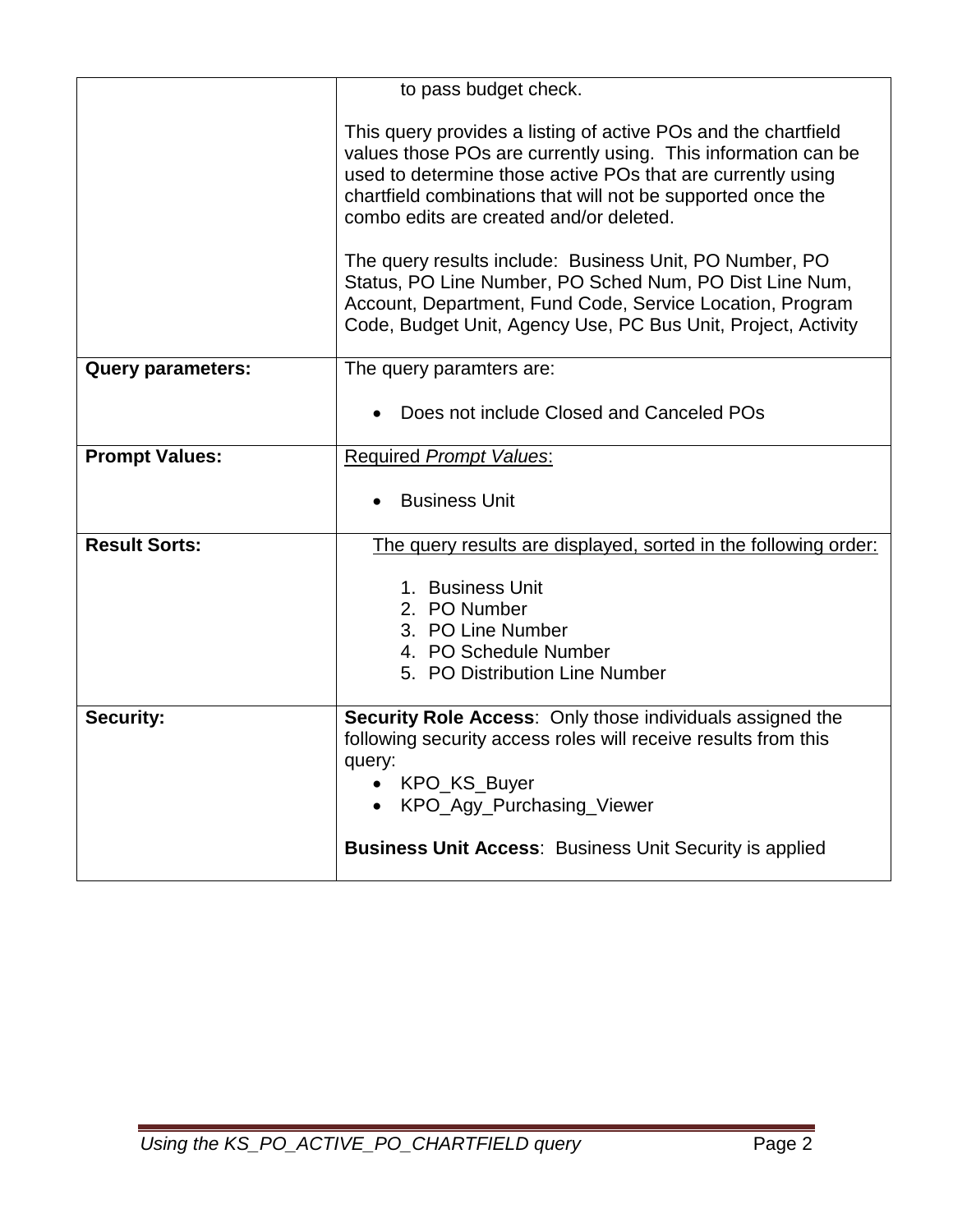| | |
|---|---|
| | to pass budget check.<br><br>This query provides a listing of active POs and the chartfield values those POs are currently using. This information can be used to determine those active POs that are currently using chartfield combinations that will not be supported once the combo edits are created and/or deleted.<br><br>The query results include: Business Unit, PO Number, PO Status, PO Line Number, PO Sched Num, PO Dist Line Num, Account, Department, Fund Code, Service Location, Program Code, Budget Unit, Agency Use, PC Bus Unit, Project, Activity |
| **Query parameters:** | The query paramters are:<br><br>• Does not include Closed and Canceled POs |
| **Prompt Values:** | <u>Required *Prompt Values*:</u><br><br>• Business Unit |
| **Result Sorts:** | <u>The query results are displayed, sorted in the following order:</u><br><br>1. Business Unit<br>2. PO Number<br>3. PO Line Number<br>4. PO Schedule Number<br>5. PO Distribution Line Number |
| **Security:** | **Security Role Access**: Only those individuals assigned the following security access roles will receive results from this query:<br>• KPO_KS_Buyer<br>• KPO_Agy_Purchasing_Viewer<br><br>**Business Unit Access**: Business Unit Security is applied |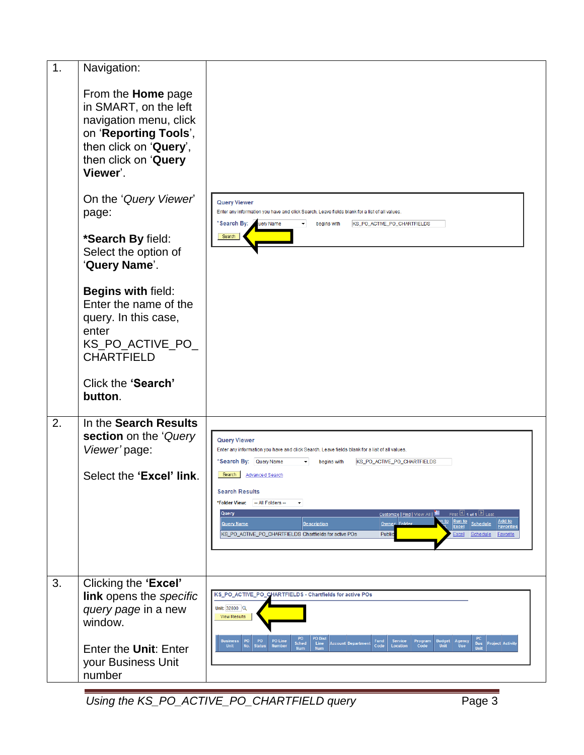| | | |
|---|---|---|
| 1. | Navigation:<br><br>From the **Home** page in SMART, on the left navigation menu, click on '**Reporting Tools**', then click on '**Query**', then click on '**Query Viewer**'.<br><br>On the '*Query Viewer*' page:<br><br>***Search By** field: Select the option of '**Query Name**'.<br><br>**Begins with** field: Enter the name of the query. In this case, enter KS_PO_ACTIVE_PO_ CHARTFIELD<br><br>Click the **'Search' button**. | |
| 2. | In the **Search Results section** on the '*Query Viewer'* page:<br><br>Select the **'Excel' link**. | |
| 3. | Clicking the **'Excel' link** opens the *specific query page* in a new window.<br><br>Enter the **Unit**: Enter your Business Unit number | |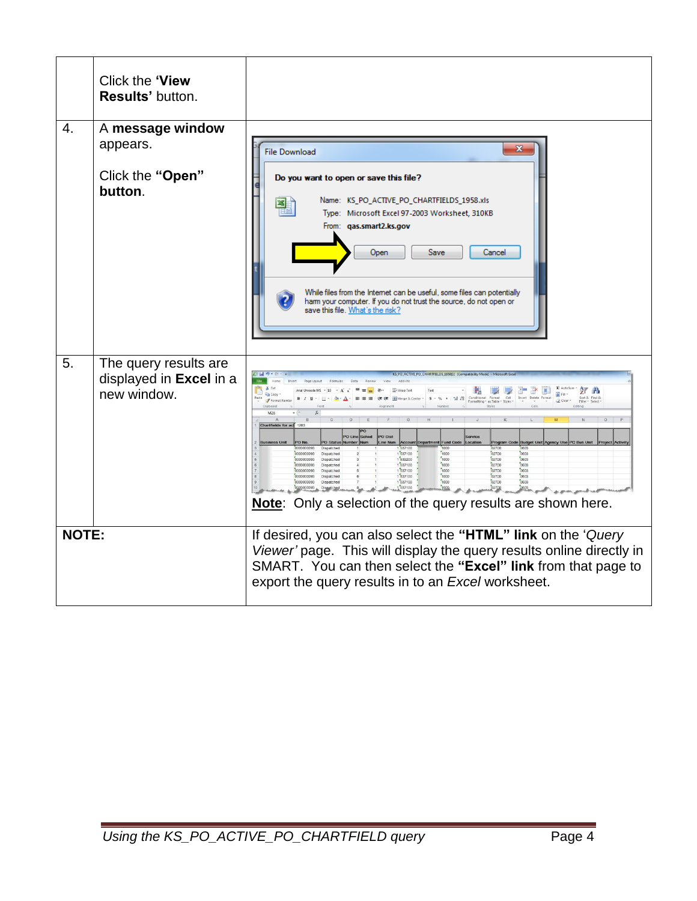| | | |
|---|---|---|
| | Click the **'View Results'** button. | |
| 4. | A **message window** appears.<br><br>Click the **"Open" button**. | |
| 5. | The query results are displayed in **Excel** in a new window. | <u>**Note**</u>: Only a selection of the query results are shown here. |
| **NOTE:** | | If desired, you can also select the **"HTML" link** on the '*Query Viewer'* page. This will display the query results online directly in SMART. You can then select the **"Excel" link** from that page to export the query results in to an *Excel* worksheet. |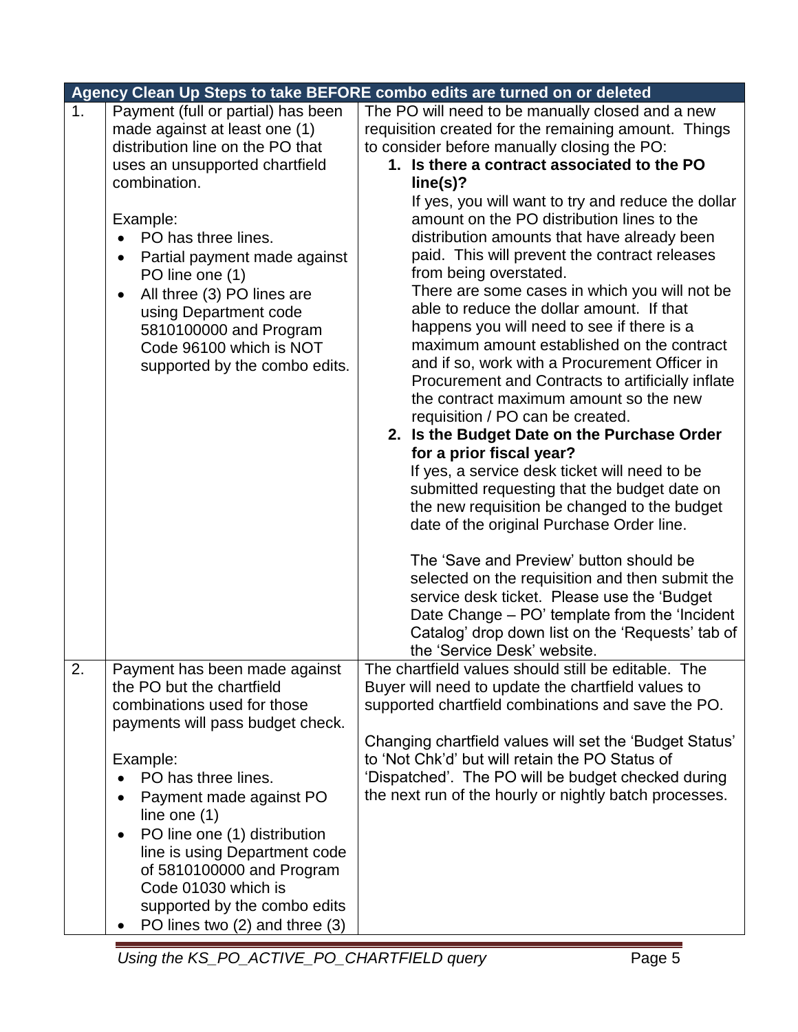| Agency Clean Up Steps to take BEFORE combo edits are turned on or deleted | | |
|---|---|---|
| 1. | Payment (full or partial) has been made against at least one (1) distribution line on the PO that uses an unsupported chartfield combination.<br><br>Example:<br>• PO has three lines.<br>• Partial payment made against PO line one (1)<br>• All three (3) PO lines are using Department code 5810100000 and Program Code 96100 which is NOT supported by the combo edits. | The PO will need to be manually closed and a new requisition created for the remaining amount. Things to consider before manually closing the PO:<br>**1. Is there a contract associated to the PO line(s)?**<br>If yes, you will want to try and reduce the dollar amount on the PO distribution lines to the distribution amounts that have already been paid. This will prevent the contract releases from being overstated.<br>There are some cases in which you will not be able to reduce the dollar amount. If that happens you will need to see if there is a maximum amount established on the contract and if so, work with a Procurement Officer in Procurement and Contracts to artificially inflate the contract maximum amount so the new requisition / PO can be created.<br>**2. Is the Budget Date on the Purchase Order for a prior fiscal year?**<br>If yes, a service desk ticket will need to be submitted requesting that the budget date on the new requisition be changed to the budget date of the original Purchase Order line.<br><br>The 'Save and Preview' button should be selected on the requisition and then submit the service desk ticket. Please use the 'Budget Date Change – PO' template from the 'Incident Catalog' drop down list on the 'Requests' tab of the 'Service Desk' website. |
| 2. | Payment has been made against the PO but the chartfield combinations used for those payments will pass budget check.<br><br>Example:<br>• PO has three lines.<br>• Payment made against PO line one (1)<br>• PO line one (1) distribution line is using Department code of 5810100000 and Program Code 01030 which is supported by the combo edits<br>• PO lines two (2) and three (3) | The chartfield values should still be editable. The Buyer will need to update the chartfield values to supported chartfield combinations and save the PO.<br><br>Changing chartfield values will set the 'Budget Status' to 'Not Chk'd' but will retain the PO Status of 'Dispatched'. The PO will be budget checked during the next run of the hourly or nightly batch processes. |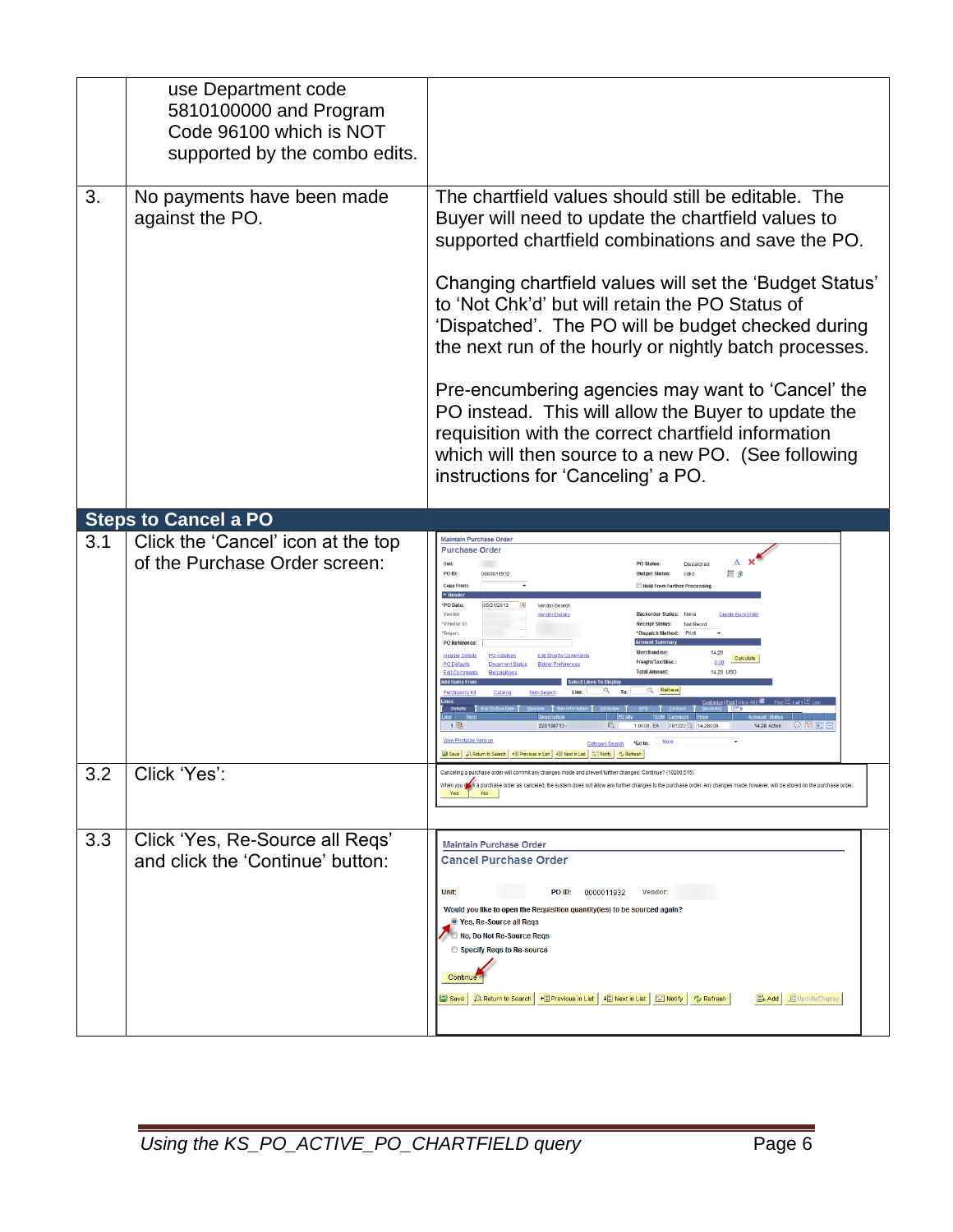| | | |
|---|---|---|
| | use Department code 5810100000 and Program Code 96100 which is NOT supported by the combo edits. | |
| 3. | No payments have been made against the PO. | The chartfield values should still be editable. The Buyer will need to update the chartfield values to supported chartfield combinations and save the PO.<br><br>Changing chartfield values will set the 'Budget Status' to 'Not Chk'd' but will retain the PO Status of 'Dispatched'. The PO will be budget checked during the next run of the hourly or nightly batch processes.<br><br>Pre-encumbering agencies may want to 'Cancel' the PO instead. This will allow the Buyer to update the requisition with the correct chartfield information which will then source to a new PO. (See following instructions for 'Canceling' a PO. |

## Steps to Cancel a PO

| | | |
|---|---|---|
| 3.1 | Click the 'Cancel' icon at the top of the Purchase Order screen: | |
| 3.2 | Click 'Yes': | |
| 3.3 | Click 'Yes, Re-Source all Reqs' and click the 'Continue' button: | |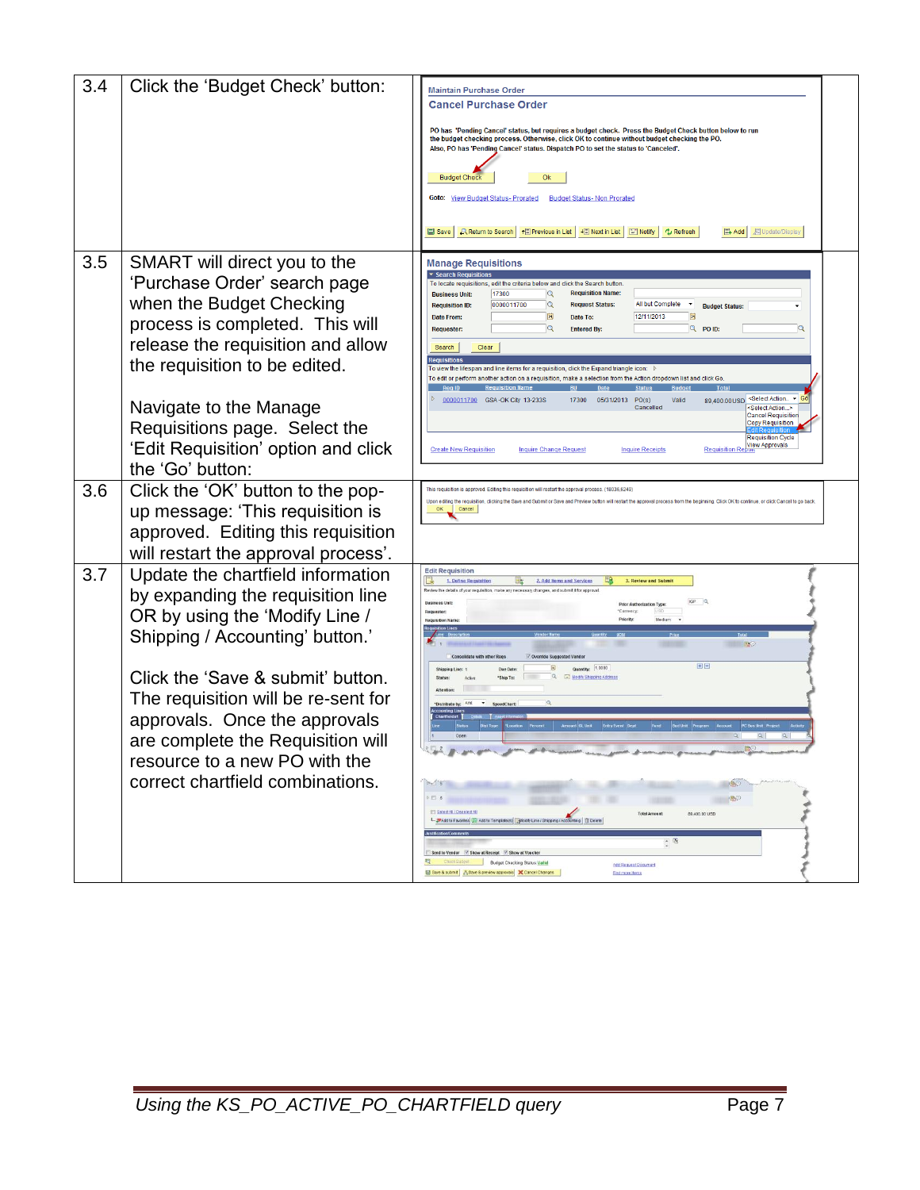| | | |
|---|---|---|
| 3.4 | Click the 'Budget Check' button: | |
| 3.5 | SMART will direct you to the 'Purchase Order' search page when the Budget Checking process is completed. This will release the requisition and allow the requisition to be edited.<br><br>Navigate to the Manage Requisitions page. Select the 'Edit Requisition' option and click the 'Go' button: | |
| 3.6 | Click the 'OK' button to the pop-up message: 'This requisition is approved. Editing this requisition will restart the approval process'. | |
| 3.7 | Update the chartfield information by expanding the requisition line OR by using the 'Modify Line / Shipping / Accounting' button.'<br><br>Click the 'Save & submit' button. The requisition will be re-sent for approvals. Once the approvals are complete the Requisition will resource to a new PO with the correct chartfield combinations. | |